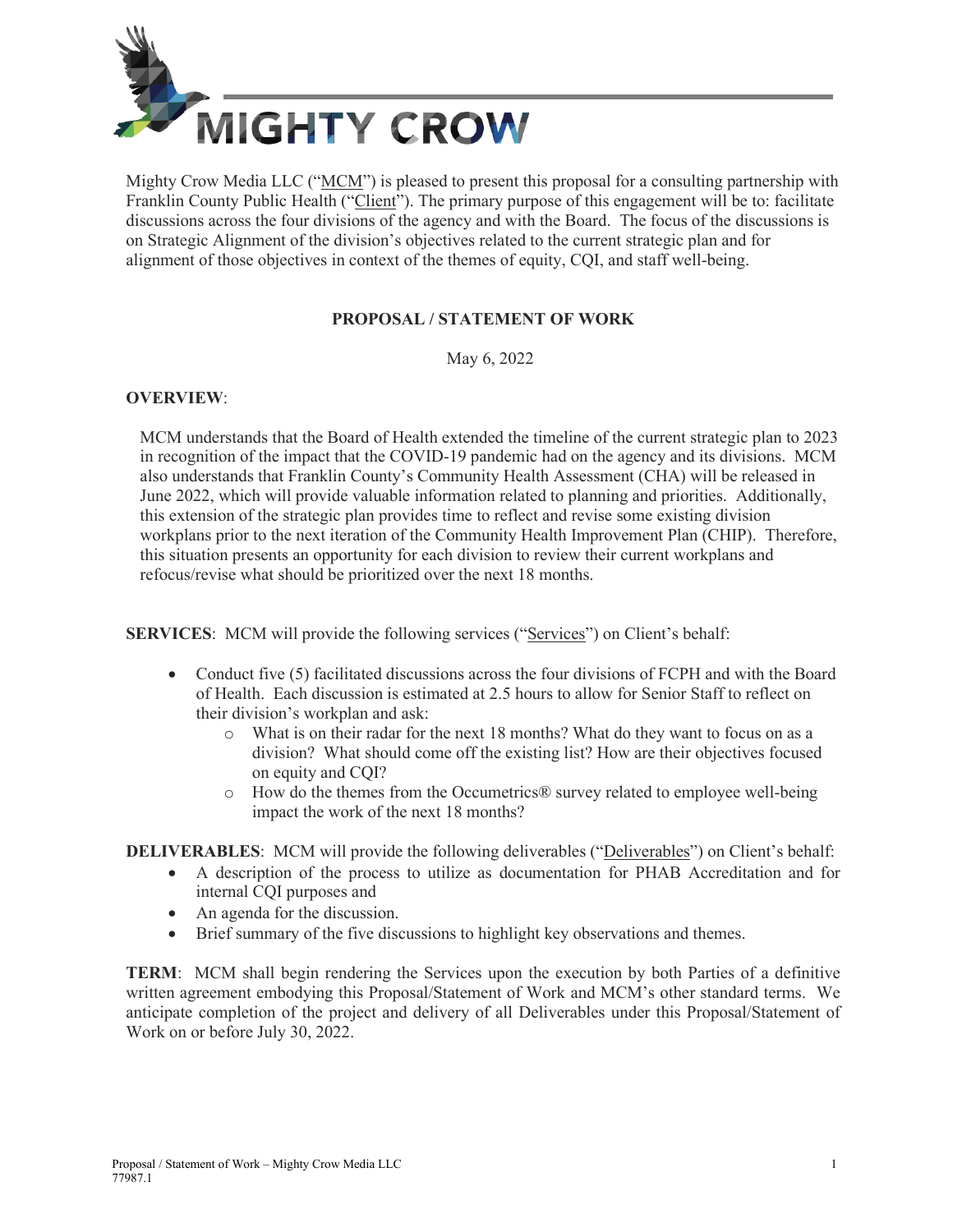# MIGHTY CROW

Mighty Crow Media LLC ("MCM") is pleased to present this proposal for a consulting partnership with Franklin County Public Health ("Client"). The primary purpose of this engagement will be to: facilitate discussions across the four divisions of the agency and with the Board. The focus of the discussions is on Strategic Alignment of the division's objectives related to the current strategic plan and for alignment of those objectives in context of the themes of equity, CQI, and staff well-being.

**PROPOSAL / STATEMENT OF WORK**

May 6, 2022

**OVERVIEW**:

MCM understands that the Board of Health extended the timeline of the current strategic plan to 2023 in recognition of the impact that the COVID-19 pandemic had on the agency and its divisions. MCM also understands that Franklin County's Community Health Assessment (CHA) will be released in June 2022, which will provide valuable information related to planning and priorities. Additionally, this extension of the strategic plan provides time to reflect and revise some existing division workplans prior to the next iteration of the Community Health Improvement Plan (CHIP). Therefore, this situation presents an opportunity for each division to review their current workplans and refocus/revise what should be prioritized over the next 18 months.

**SERVICES**: MCM will provide the following services ("Services") on Client's behalf:

- Conduct five (5) facilitated discussions across the four divisions of FCPH and with the Board of Health. Each discussion is estimated at 2.5 hours to allow for Senior Staff to reflect on their division's workplan and ask:
  - What is on their radar for the next 18 months? What do they want to focus on as a division? What should come off the existing list? How are their objectives focused on equity and CQI?
  - How do the themes from the Occumetrics® survey related to employee well-being impact the work of the next 18 months?

**DELIVERABLES**: MCM will provide the following deliverables ("Deliverables") on Client's behalf:

- A description of the process to utilize as documentation for PHAB Accreditation and for internal CQI purposes and
- An agenda for the discussion.
- Brief summary of the five discussions to highlight key observations and themes.

**TERM**: MCM shall begin rendering the Services upon the execution by both Parties of a definitive written agreement embodying this Proposal/Statement of Work and MCM's other standard terms. We anticipate completion of the project and delivery of all Deliverables under this Proposal/Statement of Work on or before July 30, 2022.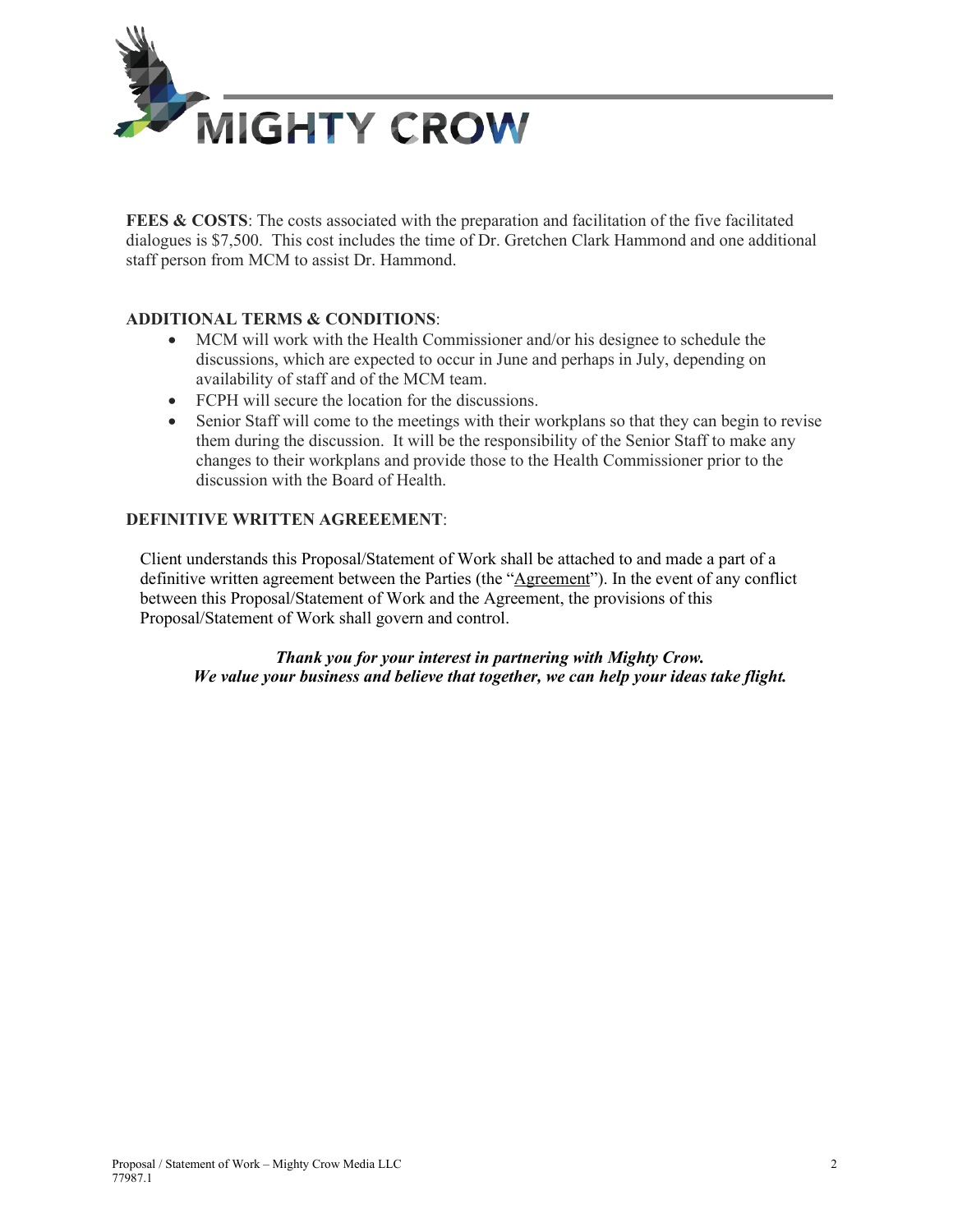**FEES & COSTS**: The costs associated with the preparation and facilitation of the five facilitated dialogues is $7,500. This cost includes the time of Dr. Gretchen Clark Hammond and one additional staff person from MCM to assist Dr. Hammond.

**ADDITIONAL TERMS & CONDITIONS**:

- MCM will work with the Health Commissioner and/or his designee to schedule the discussions, which are expected to occur in June and perhaps in July, depending on availability of staff and of the MCM team.
- FCPH will secure the location for the discussions.
- Senior Staff will come to the meetings with their workplans so that they can begin to revise them during the discussion. It will be the responsibility of the Senior Staff to make any changes to their workplans and provide those to the Health Commissioner prior to the discussion with the Board of Health.

**DEFINITIVE WRITTEN AGREEEMENT**:

Client understands this Proposal/Statement of Work shall be attached to and made a part of a definitive written agreement between the Parties (the "Agreement"). In the event of any conflict between this Proposal/Statement of Work and the Agreement, the provisions of this Proposal/Statement of Work shall govern and control.

***Thank you for your interest in partnering with Mighty Crow.***
***We value your business and believe that together, we can help your ideas take flight.***